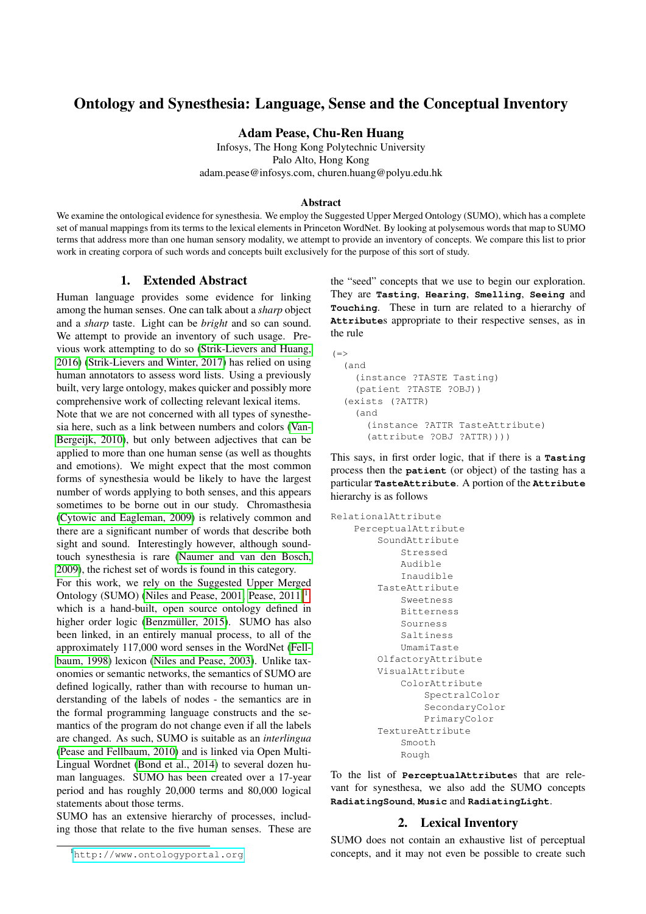# Ontology and Synesthesia: Language, Sense and the Conceptual Inventory

**Adam Pease, Chu-Ren Huang**

Infosys, The Hong Kong Polytechnic University
Palo Alto, Hong Kong
adam.pease@infosys.com, churen.huang@polyu.edu.hk

### Abstract

We examine the ontological evidence for synesthesia. We employ the Suggested Upper Merged Ontology (SUMO), which has a complete set of manual mappings from its terms to the lexical elements in Princeton WordNet. By looking at polysemous words that map to SUMO terms that address more than one human sensory modality, we attempt to provide an inventory of concepts. We compare this list to prior work in creating corpora of such words and concepts built exclusively for the purpose of this sort of study.

## 1. Extended Abstract

Human language provides some evidence for linking among the human senses. One can talk about a *sharp* object and a *sharp* taste. Light can be *bright* and so can sound. We attempt to provide an inventory of such usage. Previous work attempting to do so (Strik-Lievers and Huang, 2016) (Strik-Lievers and Winter, 2017) has relied on using human annotators to assess word lists. Using a previously built, very large ontology, makes quicker and possibly more comprehensive work of collecting relevant lexical items.

Note that we are not concerned with all types of synesthesia here, such as a link between numbers and colors (Van-Bergeijk, 2010), but only between adjectives that can be applied to more than one human sense (as well as thoughts and emotions). We might expect that the most common forms of synesthesia would be likely to have the largest number of words applying to both senses, and this appears sometimes to be borne out in our study. Chromasthesia (Cytowic and Eagleman, 2009) is relatively common and there are a significant number of words that describe both sight and sound. Interestingly however, although sound-touch synesthesia is rare (Naumer and van den Bosch, 2009), the richest set of words is found in this category.

For this work, we rely on the Suggested Upper Merged Ontology (SUMO) (Niles and Pease, 2001; Pease, 2011)[1] which is a hand-built, open source ontology defined in higher order logic (Benzmüller, 2015). SUMO has also been linked, in an entirely manual process, to all of the approximately 117,000 word senses in the WordNet (Fellbaum, 1998) lexicon (Niles and Pease, 2003). Unlike taxonomies or semantic networks, the semantics of SUMO are defined logically, rather than with recourse to human understanding of the labels of nodes - the semantics are in the formal programming language constructs and the semantics of the program do not change even if all the labels are changed. As such, SUMO is suitable as an *interlingua* (Pease and Fellbaum, 2010) and is linked via Open Multi-Lingual Wordnet (Bond et al., 2014) to several dozen human languages. SUMO has been created over a 17-year period and has roughly 20,000 terms and 80,000 logical statements about those terms.

SUMO has an extensive hierarchy of processes, including those that relate to the five human senses. These are the "seed" concepts that we use to begin our exploration. They are **Tasting**, **Hearing**, **Smelling**, **Seeing** and **Touching**. These in turn are related to a hierarchy of **Attribute**s appropriate to their respective senses, as in the rule

```
(=>
  (and
    (instance ?TASTE Tasting)
    (patient ?TASTE ?OBJ))
  (exists (?ATTR)
    (and
      (instance ?ATTR TasteAttribute)
      (attribute ?OBJ ?ATTR))))
```

This says, in first order logic, that if there is a **Tasting** process then the **patient** (or object) of the tasting has a particular **TasteAttribute**. A portion of the **Attribute** hierarchy is as follows

```
RelationalAttribute
    PerceptualAttribute
        SoundAttribute
            Stressed
            Audible
            Inaudible
        TasteAttribute
            Sweetness
            Bitterness
            Sourness
            Saltiness
            UmamiTaste
        OlfactoryAttribute
        VisualAttribute
            ColorAttribute
                SpectralColor
                SecondaryColor
                PrimaryColor
        TextureAttribute
            Smooth
            Rough
```

To the list of **PerceptualAttribute**s that are relevant for synesthesa, we also add the SUMO concepts **RadiatingSound**, **Music** and **RadiatingLight**.

## 2. Lexical Inventory

SUMO does not contain an exhaustive list of perceptual concepts, and it may not even be possible to create such

[1] http://www.ontologyportal.org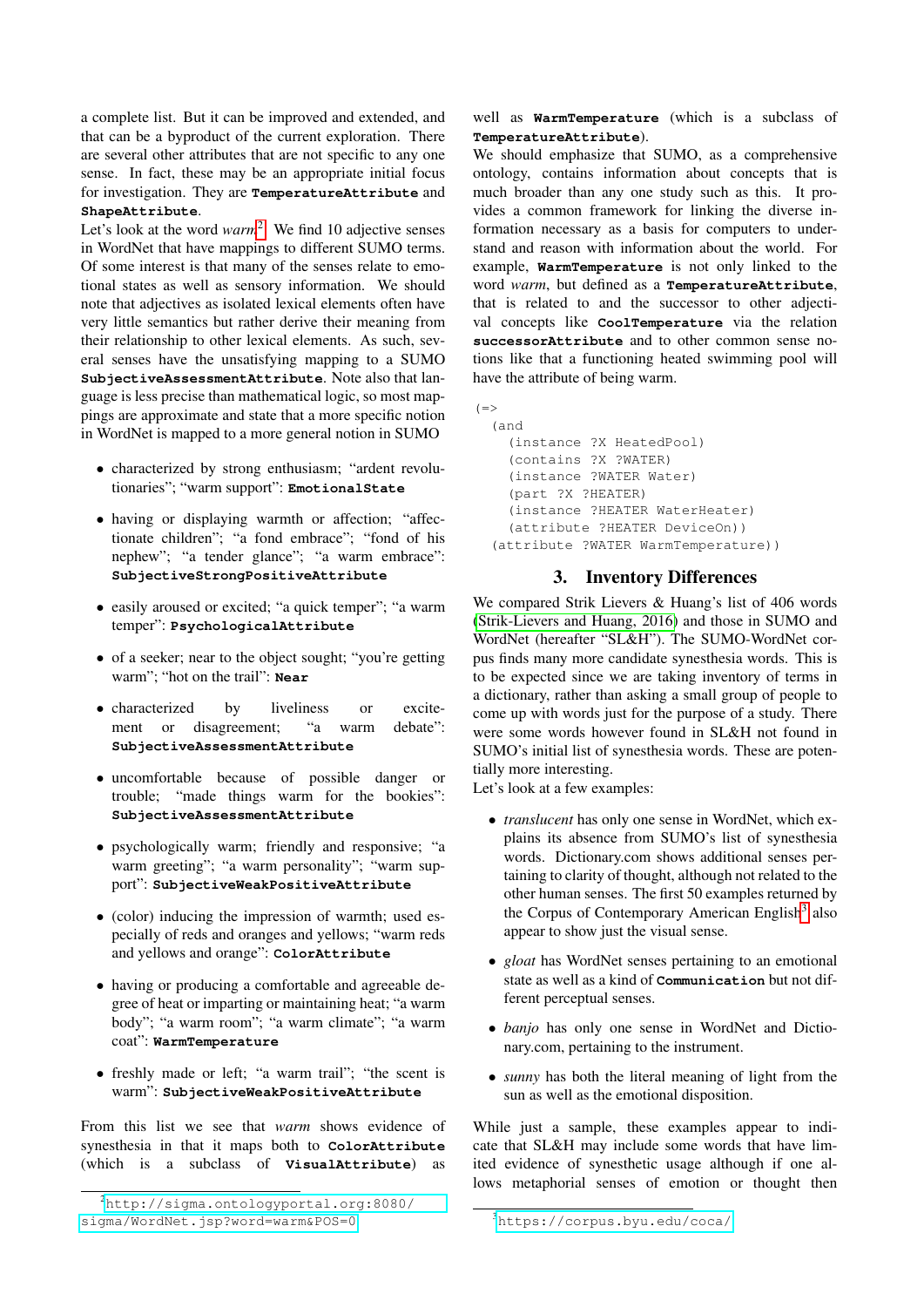a complete list. But it can be improved and extended, and that can be a byproduct of the current exploration. There are several other attributes that are not specific to any one sense. In fact, these may be an appropriate initial focus for investigation. They are **TemperatureAttribute** and **ShapeAttribute**.

Let's look at the word *warm*[2]. We find 10 adjective senses in WordNet that have mappings to different SUMO terms. Of some interest is that many of the senses relate to emotional states as well as sensory information. We should note that adjectives as isolated lexical elements often have very little semantics but rather derive their meaning from their relationship to other lexical elements. As such, several senses have the unsatisfying mapping to a SUMO **SubjectiveAssessmentAttribute**. Note also that language is less precise than mathematical logic, so most mappings are approximate and state that a more specific notion in WordNet is mapped to a more general notion in SUMO

- characterized by strong enthusiasm; "ardent revolutionaries"; "warm support": **EmotionalState**
- having or displaying warmth or affection; "affectionate children"; "a fond embrace"; "fond of his nephew"; "a tender glance"; "a warm embrace": **SubjectiveStrongPositiveAttribute**
- easily aroused or excited; "a quick temper"; "a warm temper": **PsychologicalAttribute**
- of a seeker; near to the object sought; "you're getting warm"; "hot on the trail": **Near**
- characterized by liveliness or excitement or disagreement; "a warm debate": **SubjectiveAssessmentAttribute**
- uncomfortable because of possible danger or trouble; "made things warm for the bookies": **SubjectiveAssessmentAttribute**
- psychologically warm; friendly and responsive; "a warm greeting"; "a warm personality"; "warm support": **SubjectiveWeakPositiveAttribute**
- (color) inducing the impression of warmth; used especially of reds and oranges and yellows; "warm reds and yellows and orange": **ColorAttribute**
- having or producing a comfortable and agreeable degree of heat or imparting or maintaining heat; "a warm body"; "a warm room"; "a warm climate"; "a warm coat": **WarmTemperature**
- freshly made or left; "a warm trail"; "the scent is warm": **SubjectiveWeakPositiveAttribute**

From this list we see that *warm* shows evidence of synesthesia in that it maps both to **ColorAttribute** (which is a subclass of **VisualAttribute**) as well as **WarmTemperature** (which is a subclass of **TemperatureAttribute**).

We should emphasize that SUMO, as a comprehensive ontology, contains information about concepts that is much broader than any one study such as this. It provides a common framework for linking the diverse information necessary as a basis for computers to understand and reason with information about the world. For example, **WarmTemperature** is not only linked to the word *warm*, but defined as a **TemperatureAttribute**, that is related to and the successor to other adjectival concepts like **CoolTemperature** via the relation **successorAttribute** and to other common sense notions like that a functioning heated swimming pool will have the attribute of being warm.

```
(=>
  (and
    (instance ?X HeatedPool)
    (contains ?X ?WATER)
    (instance ?WATER Water)
    (part ?X ?HEATER)
    (instance ?HEATER WaterHeater)
    (attribute ?HEATER DeviceOn))
  (attribute ?WATER WarmTemperature))
```

## 3. Inventory Differences

We compared Strik Lievers & Huang's list of 406 words (Strik-Lievers and Huang, 2016) and those in SUMO and WordNet (hereafter "SL&H"). The SUMO-WordNet corpus finds many more candidate synesthesia words. This is to be expected since we are taking inventory of terms in a dictionary, rather than asking a small group of people to come up with words just for the purpose of a study. There were some words however found in SL&H not found in SUMO's initial list of synesthesia words. These are potentially more interesting.

Let's look at a few examples:

- *translucent* has only one sense in WordNet, which explains its absence from SUMO's list of synesthesia words. Dictionary.com shows additional senses pertaining to clarity of thought, although not related to the other human senses. The first 50 examples returned by the Corpus of Contemporary American English[3] also appear to show just the visual sense.
- *gloat* has WordNet senses pertaining to an emotional state as well as a kind of **Communication** but not different perceptual senses.
- *banjo* has only one sense in WordNet and Dictionary.com, pertaining to the instrument.
- *sunny* has both the literal meaning of light from the sun as well as the emotional disposition.

While just a sample, these examples appear to indicate that SL&H may include some words that have limited evidence of synesthetic usage although if one allows metaphorial senses of emotion or thought then

[2] http://sigma.ontologyportal.org:8080/sigma/WordNet.jsp?word=warm&POS=0

[3] https://corpus.byu.edu/coca/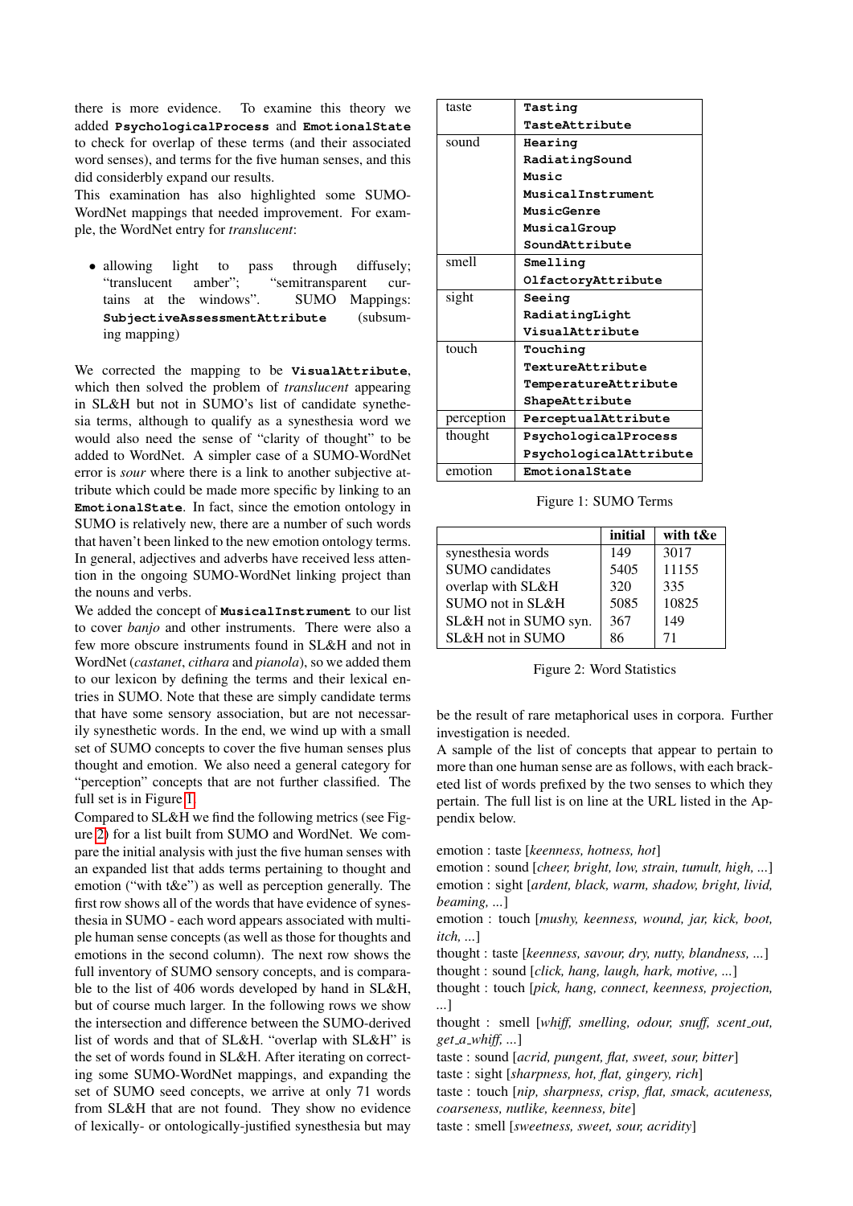there is more evidence. To examine this theory we added **`PsychologicalProcess`** and **`EmotionalState`** to check for overlap of these terms (and their associated word senses), and terms for the five human senses, and this did considerbly expand our results.

This examination has also highlighted some SUMO-WordNet mappings that needed improvement. For example, the WordNet entry for *translucent*:

- allowing light to pass through diffusely; "translucent amber"; "semitransparent curtains at the windows". SUMO Mappings: **`SubjectiveAssessmentAttribute`** (subsuming mapping)

We corrected the mapping to be **`VisualAttribute`**, which then solved the problem of *translucent* appearing in SL&H but not in SUMO's list of candidate synethesia terms, although to qualify as a synesthesia word we would also need the sense of "clarity of thought" to be added to WordNet. A simpler case of a SUMO-WordNet error is *sour* where there is a link to another subjective attribute which could be made more specific by linking to an **`EmotionalState`**. In fact, since the emotion ontology in SUMO is relatively new, there are a number of such words that haven't been linked to the new emotion ontology terms. In general, adjectives and adverbs have received less attention in the ongoing SUMO-WordNet linking project than the nouns and verbs.

We added the concept of **`MusicalInstrument`** to our list to cover *banjo* and other instruments. There were also a few more obscure instruments found in SL&H and not in WordNet (*castanet*, *cithara* and *pianola*), so we added them to our lexicon by defining the terms and their lexical entries in SUMO. Note that these are simply candidate terms that have some sensory association, but are not necessarily synesthetic words. In the end, we wind up with a small set of SUMO concepts to cover the five human senses plus thought and emotion. We also need a general category for "perception" concepts that are not further classified. The full set is in Figure 1.

Compared to SL&H we find the following metrics (see Figure 2) for a list built from SUMO and WordNet. We compare the initial analysis with just the five human senses with an expanded list that adds terms pertaining to thought and emotion ("with t&e") as well as perception generally. The first row shows all of the words that have evidence of synesthesia in SUMO - each word appears associated with multiple human sense concepts (as well as those for thoughts and emotions in the second column). The next row shows the full inventory of SUMO sensory concepts, and is comparable to the list of 406 words developed by hand in SL&H, but of course much larger. In the following rows we show the intersection and difference between the SUMO-derived list of words and that of SL&H. "overlap with SL&H" is the set of words found in SL&H. After iterating on correcting some SUMO-WordNet mappings, and expanding the set of SUMO seed concepts, we arrive at only 71 words from SL&H that are not found. They show no evidence of lexically- or ontologically-justified synesthesia but may be the result of rare metaphorical uses in corpora. Further investigation is needed.

| | |
|---|---|
| taste | **`Tasting`**<br>**`TasteAttribute`** |
| sound | **`Hearing`**<br>**`RadiatingSound`**<br>**`Music`**<br>**`MusicalInstrument`**<br>**`MusicGenre`**<br>**`MusicalGroup`**<br>**`SoundAttribute`** |
| smell | **`Smelling`**<br>**`OlfactoryAttribute`** |
| sight | **`Seeing`**<br>**`RadiatingLight`**<br>**`VisualAttribute`** |
| touch | **`Touching`**<br>**`TextureAttribute`**<br>**`TemperatureAttribute`**<br>**`ShapeAttribute`** |
| perception | **`PerceptualAttribute`** |
| thought | **`PsychologicalProcess`**<br>**`PsychologicalAttribute`** |
| emotion | **`EmotionalState`** |

Figure 1: SUMO Terms

| | **initial** | **with t&e** |
|---|---|---|
| synesthesia words | 149 | 3017 |
| SUMO candidates | 5405 | 11155 |
| overlap with SL&H | 320 | 335 |
| SUMO not in SL&H | 5085 | 10825 |
| SL&H not in SUMO syn. | 367 | 149 |
| SL&H not in SUMO | 86 | 71 |

Figure 2: Word Statistics

A sample of the list of concepts that appear to pertain to more than one human sense are as follows, with each bracketed list of words prefixed by the two senses to which they pertain. The full list is on line at the URL listed in the Appendix below.

emotion : taste [*keenness, hotness, hot*]
emotion : sound [*cheer, bright, low, strain, tumult, high, ...*]
emotion : sight [*ardent, black, warm, shadow, bright, livid, beaming, ...*]
emotion : touch [*mushy, keenness, wound, jar, kick, boot, itch, ...*]
thought : taste [*keenness, savour, dry, nutty, blandness, ...*]
thought : sound [*click, hang, laugh, hark, motive, ...*]
thought : touch [*pick, hang, connect, keenness, projection, ...*]
thought : smell [*whiff, smelling, odour, snuff, scent_out, get_a_whiff, ...*]
taste : sound [*acrid, pungent, flat, sweet, sour, bitter*]
taste : sight [*sharpness, hot, flat, gingery, rich*]
taste : touch [*nip, sharpness, crisp, flat, smack, acuteness, coarseness, nutlike, keenness, bite*]
taste : smell [*sweetness, sweet, sour, acridity*]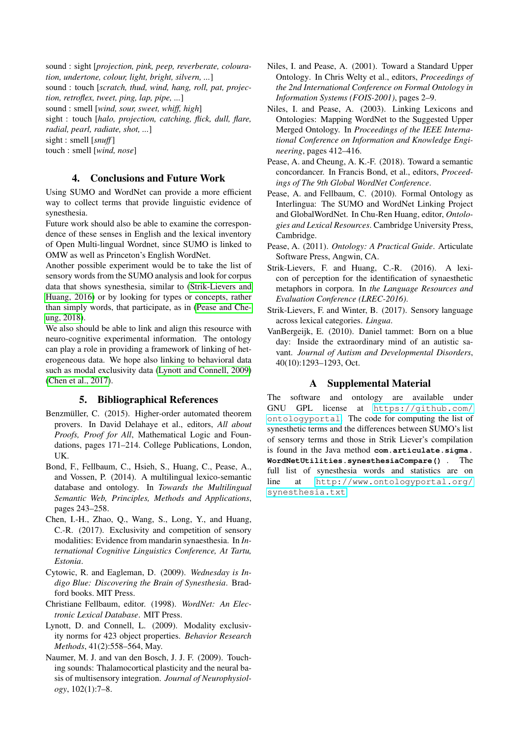sound : sight [*projection, pink, peep, reverberate, colouration, undertone, colour, light, bright, silvern, ...*]
sound : touch [*scratch, thud, wind, hang, roll, pat, projection, retroflex, tweet, ping, lap, pipe, ...*]
sound : smell [*wind, sour, sweet, whiff, high*]
sight : touch [*halo, projection, catching, flick, dull, flare, radial, pearl, radiate, shot, ...*]
sight : smell [*snuff*]
touch : smell [*wind, nose*]

## 4. Conclusions and Future Work

Using SUMO and WordNet can provide a more efficient way to collect terms that provide linguistic evidence of synesthesia.

Future work should also be able to examine the correspondence of these senses in English and the lexical inventory of Open Multi-lingual Wordnet, since SUMO is linked to OMW as well as Princeton's English WordNet.

Another possible experiment would be to take the list of sensory words from the SUMO analysis and look for corpus data that shows synesthesia, similar to (Strik-Lievers and Huang, 2016) or by looking for types or concepts, rather than simply words, that participate, as in (Pease and Cheung, 2018).

We also should be able to link and align this resource with neuro-cognitive experimental information. The ontology can play a role in providing a framework of linking of heterogeneous data. We hope also linking to behavioral data such as modal exclusivity data (Lynott and Connell, 2009) (Chen et al., 2017).

## 5. Bibliographical References

Benzmüller, C. (2015). Higher-order automated theorem provers. In David Delahaye et al., editors, *All about Proofs, Proof for All*, Mathematical Logic and Foundations, pages 171–214. College Publications, London, UK.

Bond, F., Fellbaum, C., Hsieh, S., Huang, C., Pease, A., and Vossen, P. (2014). A multilingual lexico-semantic database and ontology. In *Towards the Multilingual Semantic Web, Principles, Methods and Applications*, pages 243–258.

Chen, I.-H., Zhao, Q., Wang, S., Long, Y., and Huang, C.-R. (2017). Exclusivity and competition of sensory modalities: Evidence from mandarin synaesthesia. In *International Cognitive Linguistics Conference, At Tartu, Estonia*.

Cytowic, R. and Eagleman, D. (2009). *Wednesday is Indigo Blue: Discovering the Brain of Synesthesia*. Bradford books. MIT Press.

Christiane Fellbaum, editor. (1998). *WordNet: An Electronic Lexical Database*. MIT Press.

Lynott, D. and Connell, L. (2009). Modality exclusivity norms for 423 object properties. *Behavior Research Methods*, 41(2):558–564, May.

Naumer, M. J. and van den Bosch, J. J. F. (2009). Touching sounds: Thalamocortical plasticity and the neural basis of multisensory integration. *Journal of Neurophysiology*, 102(1):7–8.

Niles, I. and Pease, A. (2001). Toward a Standard Upper Ontology. In Chris Welty et al., editors, *Proceedings of the 2nd International Conference on Formal Ontology in Information Systems (FOIS-2001)*, pages 2–9.

Niles, I. and Pease, A. (2003). Linking Lexicons and Ontologies: Mapping WordNet to the Suggested Upper Merged Ontology. In *Proceedings of the IEEE International Conference on Information and Knowledge Engineering*, pages 412–416.

Pease, A. and Cheung, A. K.-F. (2018). Toward a semantic concordancer. In Francis Bond, et al., editors, *Proceedings of The 9th Global WordNet Conference*.

Pease, A. and Fellbaum, C. (2010). Formal Ontology as Interlingua: The SUMO and WordNet Linking Project and GlobalWordNet. In Chu-Ren Huang, editor, *Ontologies and Lexical Resources*. Cambridge University Press, Cambridge.

Pease, A. (2011). *Ontology: A Practical Guide*. Articulate Software Press, Angwin, CA.

Strik-Lievers, F. and Huang, C.-R. (2016). A lexicon of perception for the identification of synaesthetic metaphors in corpora. In *the Language Resources and Evaluation Conference (LREC-2016)*.

Strik-Lievers, F. and Winter, B. (2017). Sensory language across lexical categories. *Lingua*.

VanBergeijk, E. (2010). Daniel tammet: Born on a blue day: Inside the extraordinary mind of an autistic savant. *Journal of Autism and Developmental Disorders*, 40(10):1293–1293, Oct.

## A Supplemental Material

The software and ontology are available under GNU GPL license at `https://github.com/ontologyportal`. The code for computing the list of synesthetic terms and the differences between SUMO's list of sensory terms and those in Strik Liever's compilation is found in the Java method **`com.articulate.sigma.WordNetUtilities.synesthesiaCompare()`**. The full list of synesthesia words and statistics are on line at `http://www.ontologyportal.org/synesthesia.txt`